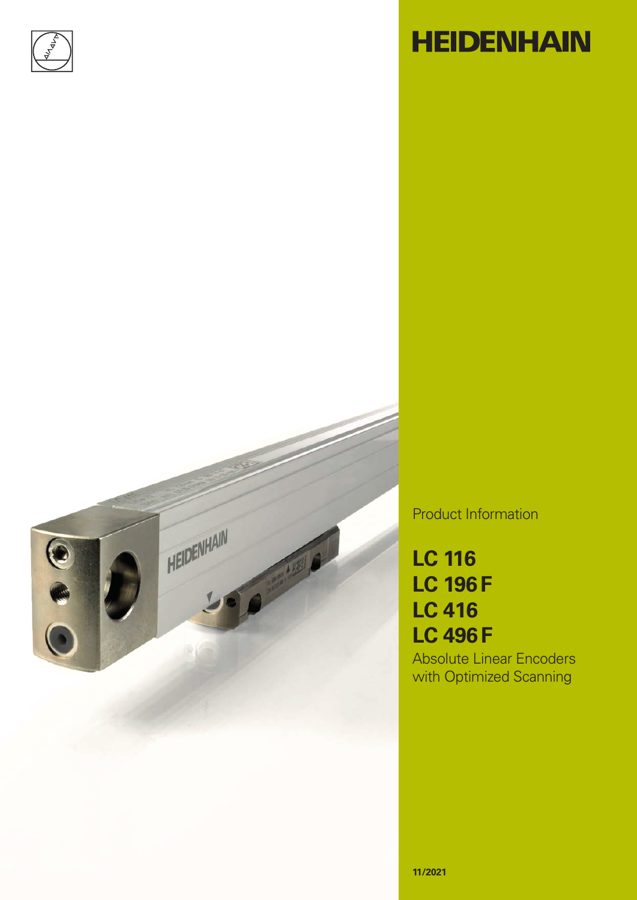# HEIDENHAIN

Product Information

## LC 116
## LC 196 F
## LC 416
## LC 496 F

Absolute Linear Encoders with Optimized Scanning

11/2021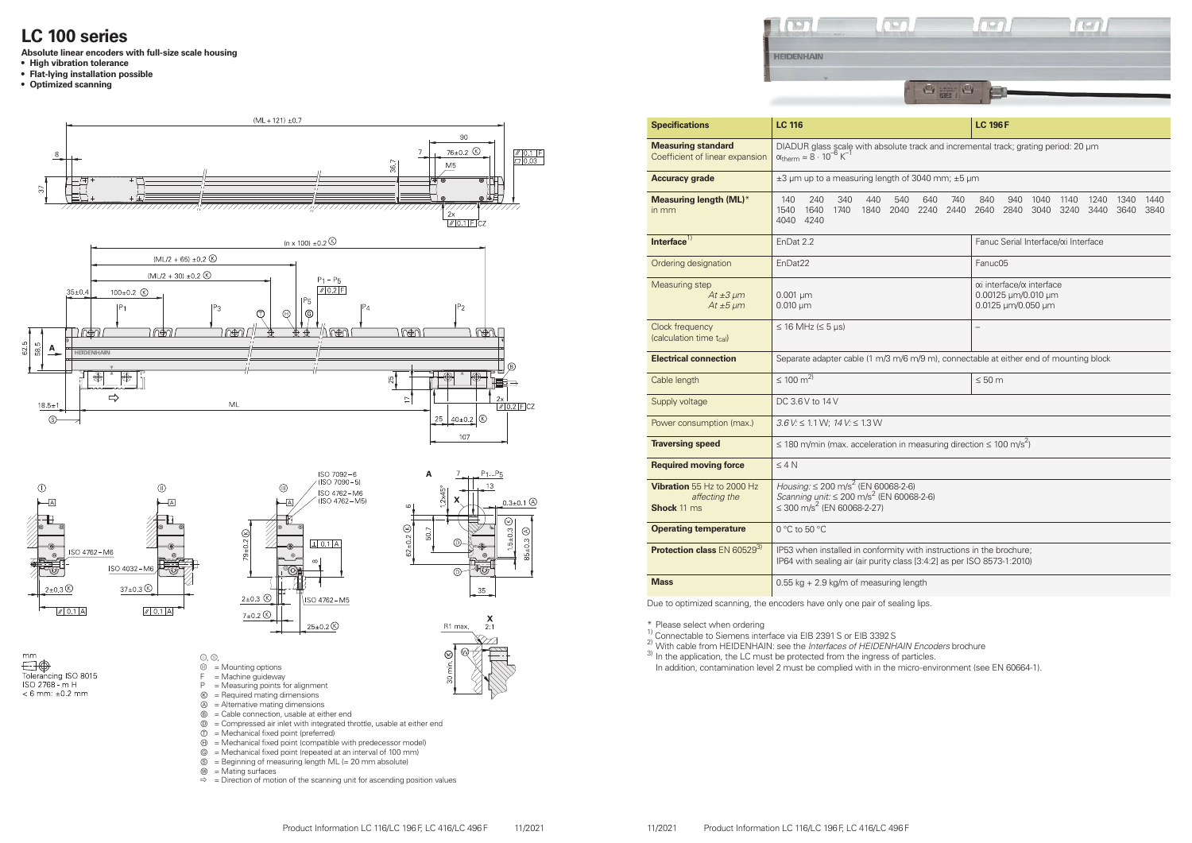# LC 100 series

**Absolute linear encoders with full-size scale housing**

- **High vibration tolerance**
- **Flat-lying installation possible**
- **Optimized scanning**

mm

Tolerancing ISO 8015
ISO 2768 - m H
< 6 mm: ±0.2 mm

Ⓘ, Ⓘ̄ = Mounting options
F = Machine guideway
P = Measuring points for alignment
Ⓚ = Required mating dimensions
Ⓐ = Alternative mating dimensions
Ⓑ = Cable connection, usable at either end
Ⓓ = Compressed air inlet with integrated throttle, usable at either end
Ⓣ = Mechanical fixed point (preferred)
Ⓗ = Mechanical fixed point (compatible with predecessor model)
Ⓖ = Mechanical fixed point (repeated at an interval of 100 mm)
Ⓢ = Beginning of measuring length ML (= 20 mm absolute)
Ⓦ = Mating surfaces
⇨ = Direction of motion of the scanning unit for ascending position values

| **Specifications** | **LC 116** | **LC 196 F** |
|---|---|---|
| **Measuring standard** Coefficient of linear expansion | DIADUR glass scale with absolute track and incremental track; grating period: 20 µm $\alpha_{therm} \approx 8 \cdot 10^{-6}$ K$^{-1}$ | |
| **Accuracy grade** | ±3 µm up to a measuring length of 3040 mm; ±5 µm | |
| **Measuring length (ML)*** in mm | 140 240 340 440 540 640 740 840 940 1040 1140 1240 1340 1440 1540 1640 1740 1840 2040 2240 2440 2640 2840 3040 3240 3440 3640 3840 4040 4240 | |
| **Interface**[1] | EnDat 2.2 | Fanuc Serial Interface/αi Interface |
| Ordering designation | EnDat22 | Fanuc05 |
| Measuring step *At ±3 µm* *At ±5 µm* | 0.001 µm 0.010 µm | αi interface/α interface 0.00125 µm/0.010 µm 0.0125 µm/0.050 µm |
| Clock frequency (calculation time $t_{cal}$) | ≤ 16 MHz (≤ 5 µs) | – |
| **Electrical connection** | Separate adapter cable (1 m/3 m/6 m/9 m), connectable at either end of mounting block | |
| Cable length | ≤ 100 m[2] | ≤ 50 m |
| Supply voltage | DC 3.6 V to 14 V | |
| Power consumption (max.) | *3.6 V:* ≤ 1.1 W; *14 V:* ≤ 1.3 W | |
| **Traversing speed** | ≤ 180 m/min (max. acceleration in measuring direction ≤ 100 m/s$^2$) | |
| **Required moving force** | ≤ 4 N | |
| **Vibration** 55 Hz to 2000 Hz *affecting the* **Shock** 11 ms | *Housing:* ≤ 200 m/s$^2$ (EN 60068-2-6) *Scanning unit:* ≤ 200 m/s$^2$ (EN 60068-2-6) ≤ 300 m/s$^2$ (EN 60068-2-27) | |
| **Operating temperature** | 0 °C to 50 °C | |
| **Protection class** EN 60529[3] | IP53 when installed in conformity with instructions in the brochure; IP64 with sealing air (air purity class [3:4:2] as per ISO 8573-1:2010) | |
| **Mass** | 0.55 kg + 2.9 kg/m of measuring length | |

Due to optimized scanning, the encoders have only one pair of sealing lips.

\* Please select when ordering
[1] Connectable to Siemens interface via EIB 2391 S or EIB 3392 S
[2] With cable from HEIDENHAIN: see the *Interfaces of HEIDENHAIN Encoders* brochure
[3] In the application, the LC must be protected from the ingress of particles.
In addition, contamination level 2 must be complied with in the micro-environment (see EN 60664-1).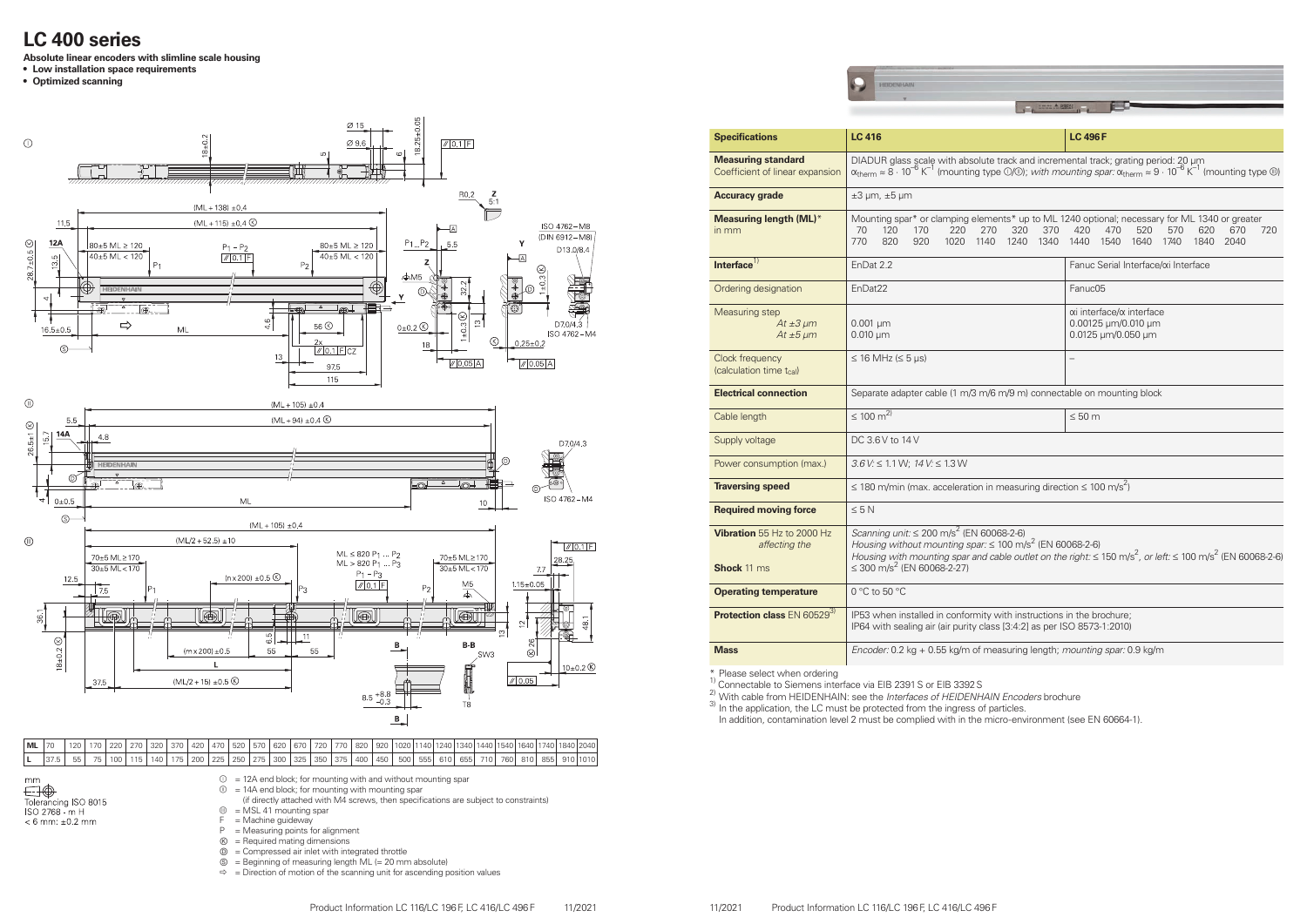# LC 400 series

**Absolute linear encoders with slimline scale housing**

- **Low installation space requirements**
- **Optimized scanning**

| ML | 70 | 120 | 170 | 220 | 270 | 320 | 370 | 420 | 470 | 520 | 570 | 620 | 670 | 720 | 770 | 820 | 920 | 1020 | 1140 | 1240 | 1340 | 1440 | 1540 | 1640 | 1740 | 1840 | 2040 |
|---|---|---|---|---|---|---|---|---|---|---|---|---|---|---|---|---|---|---|---|---|---|---|---|---|---|---|---|
| L | 37.5 | 55 | 75 | 100 | 115 | 140 | 175 | 200 | 225 | 250 | 275 | 300 | 325 | 350 | 375 | 400 | 450 | 500 | 555 | 610 | 655 | 710 | 760 | 810 | 855 | 910 | 1010 |

mm

Tolerancing ISO 8015
ISO 2768 - m H
< 6 mm: ±0.2 mm

- Ⓘ = 12A end block; for mounting with and without mounting spar
- Ⓘ = 14A end block; for mounting with mounting spar (if directly attached with M4 screws, then specifications are subject to constraints)
- Ⓘ = MSL 41 mounting spar
- F = Machine guideway
- P = Measuring points for alignment
- Ⓚ = Required mating dimensions
- Ⓓ = Compressed air inlet with integrated throttle
- Ⓢ = Beginning of measuring length ML (= 20 mm absolute)
- ⇨ = Direction of motion of the scanning unit for ascending position values

| Specifications | LC 416 | LC 496 F |
|---|---|---|
| **Measuring standard**<br>Coefficient of linear expansion | DIADUR glass scale with absolute track and incremental track; grating period: 20 µm<br>$\alpha_{therm} \approx 8 \cdot 10^{-6}$ K$^{-1}$ (mounting type Ⓘ/Ⓘ); *with mounting spar:* $\alpha_{therm} \approx 9 \cdot 10^{-6}$ K$^{-1}$ (mounting type Ⓘ) | |
| **Accuracy grade** | ±3 µm, ±5 µm | |
| **Measuring length (ML)*** in mm | Mounting spar* or clamping elements* up to ML 1240 optional; necessary for ML 1340 or greater<br>70 120 170 220 270 320 370 420 470 520 570 620 670 720 770 820 920 1020 1140 1240 1340 1440 1540 1640 1740 1840 2040 | |
| **Interface**[1] | EnDat 2.2 | Fanuc Serial Interface/αi Interface |
| Ordering designation | EnDat22 | Fanuc05 |
| Measuring step<br>*At ±3 µm*<br>*At ±5 µm* | <br>0.001 µm<br>0.010 µm | αi interface/α interface<br>0.00125 µm/0.010 µm<br>0.0125 µm/0.050 µm |
| Clock frequency (calculation time $t_{cal}$) | ≤ 16 MHz (≤ 5 µs) | – |
| **Electrical connection** | Separate adapter cable (1 m/3 m/6 m/9 m) connectable on mounting block | |
| Cable length | ≤ 100 m[2] | ≤ 50 m |
| Supply voltage | DC 3.6 V to 14 V | |
| Power consumption (max.) | *3.6 V:* ≤ 1.1 W; *14 V:* ≤ 1.3 W | |
| **Traversing speed** | ≤ 180 m/min (max. acceleration in measuring direction ≤ 100 m/s$^2$) | |
| **Required moving force** | ≤ 5 N | |
| **Vibration** 55 Hz to 2000 Hz *affecting the*<br>**Shock** 11 ms | *Scanning unit:* ≤ 200 m/s$^2$ (EN 60068-2-6)<br>*Housing without mounting spar:* ≤ 100 m/s$^2$ (EN 60068-2-6)<br>*Housing with mounting spar and cable outlet on the right:* ≤ 150 m/s$^2$, *or left:* ≤ 100 m/s$^2$ (EN 60068-2-6)<br>≤ 300 m/s$^2$ (EN 60068-2-27) | |
| **Operating temperature** | 0 °C to 50 °C | |
| **Protection class** EN 60529[3] | IP53 when installed in conformity with instructions in the brochure;<br>IP64 with sealing air (air purity class [3:4:2] as per ISO 8573-1:2010) | |
| **Mass** | *Encoder:* 0.2 kg + 0.55 kg/m of measuring length; *mounting spar:* 0.9 kg/m | |

\* Please select when ordering
[1] Connectable to Siemens interface via EIB 2391 S or EIB 3392 S
[2] With cable from HEIDENHAIN: see the *Interfaces of HEIDENHAIN Encoders* brochure
[3] In the application, the LC must be protected from the ingress of particles.
In addition, contamination level 2 must be complied with in the micro-environment (see EN 60664-1).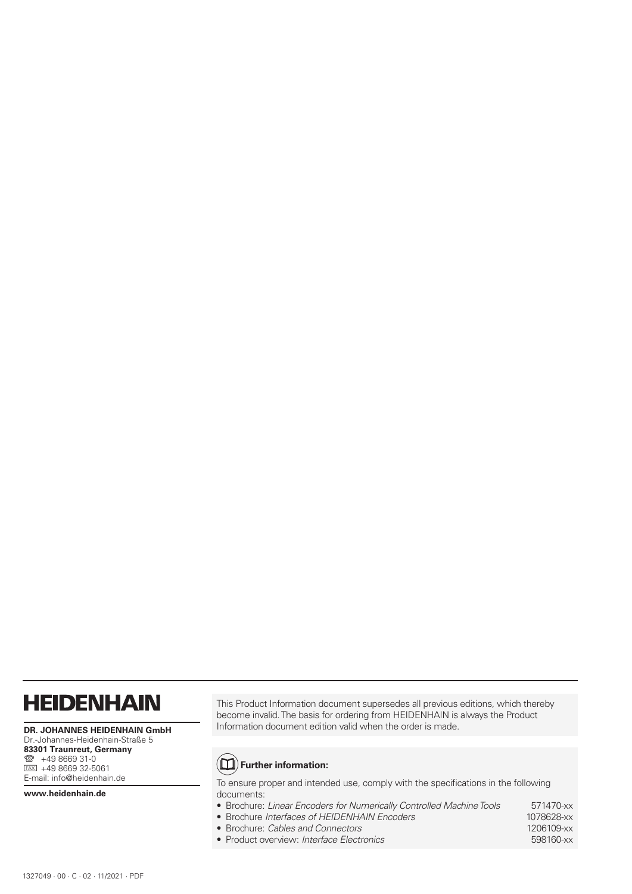**HEIDENHAIN**

**DR. JOHANNES HEIDENHAIN GmbH**
Dr.-Johannes-Heidenhain-Straße 5
**83301 Traunreut, Germany**
☏ +49 8669 31-0
FAX +49 8669 32-5061
E-mail: info@heidenhain.de

**www.heidenhain.de**

This Product Information document supersedes all previous editions, which thereby become invalid. The basis for ordering from HEIDENHAIN is always the Product Information document edition valid when the order is made.

**Further information:**

To ensure proper and intended use, comply with the specifications in the following documents:

- Brochure: *Linear Encoders for Numerically Controlled Machine Tools* 571470-xx
- Brochure *Interfaces of HEIDENHAIN Encoders* 1078628-xx
- Brochure: *Cables and Connectors* 1206109-xx
- Product overview: *Interface Electronics* 598160-xx

1327049 · 00 · C · 02 · 11/2021 · PDF